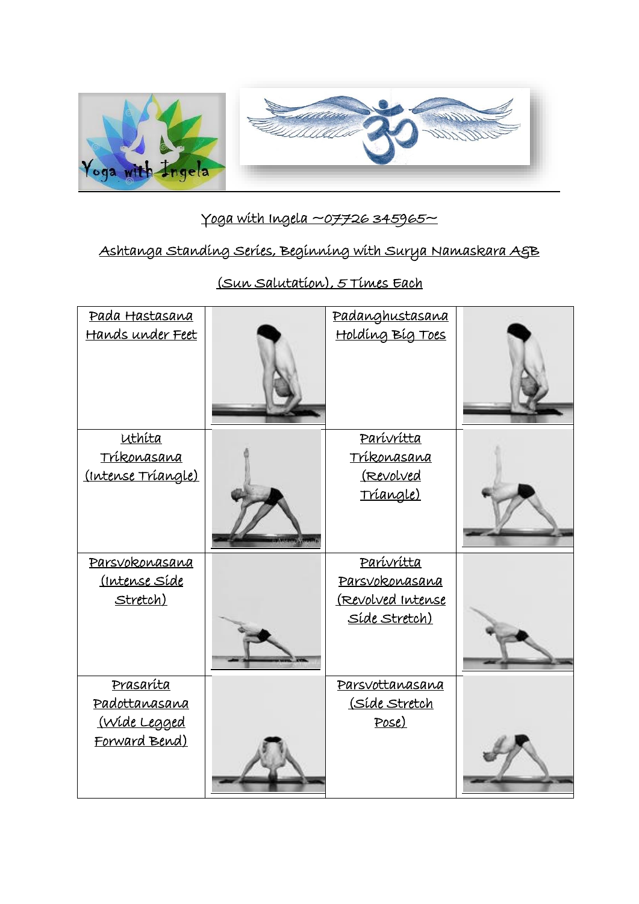Yoga with Ingela ~07726 345965~

Ashtanga Standing Series, Beginning with Surya Namaskara A&B

(Sun Salutation), 5 Times Each

| | | | |
|---|---|---|---|
| Pada Hastasana Hands under Feet | | Padanghustasana Holding Big Toes | |
| Uthita Trikonasana (Intense Triangle) | | Parivritta Trikonasana (Revolved Triangle) | |
| Parsvokonasana (Intense Side Stretch) | | Parivritta Parsvokonasana (Revolved Intense Side Stretch) | |
| Prasarita Padottanasana (Wide Legged Forward Bend) | | Parsvottanasana (Side Stretch Pose) | |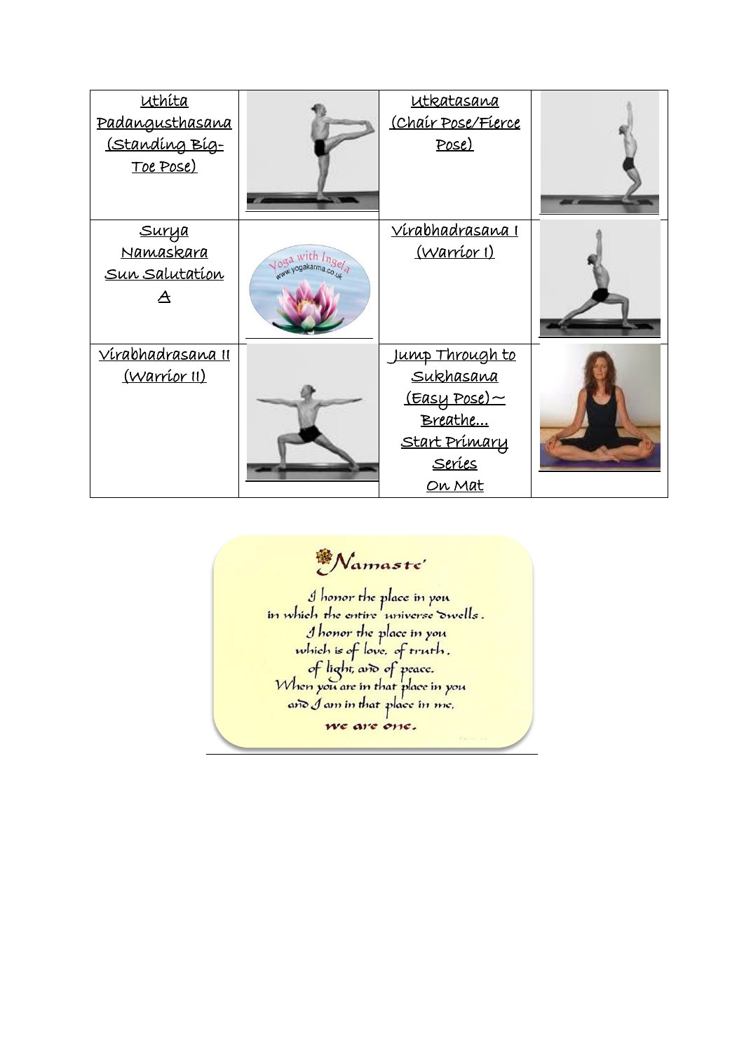| | | | |
|---|---|---|---|
| Uthita Padangusthasana (Standing Big-Toe Pose) | | Utkatasana (Chair Pose/Fierce Pose) | |
| Surya Namaskara Sun Salutation A | | Virabhadrasana I (Warrior I) | |
| Virabhadrasana II (Warrior II) | | Jump Through to Sukhasana (Easy Pose)~ Breathe... Start Primary Series On Mat | |

Namaste'

I honor the place in you
in which the entire universe dwells.
I honor the place in you
which is of love, of truth,
of light, and of peace.
When you are in that place in you
and I am in that place in me,
we are one.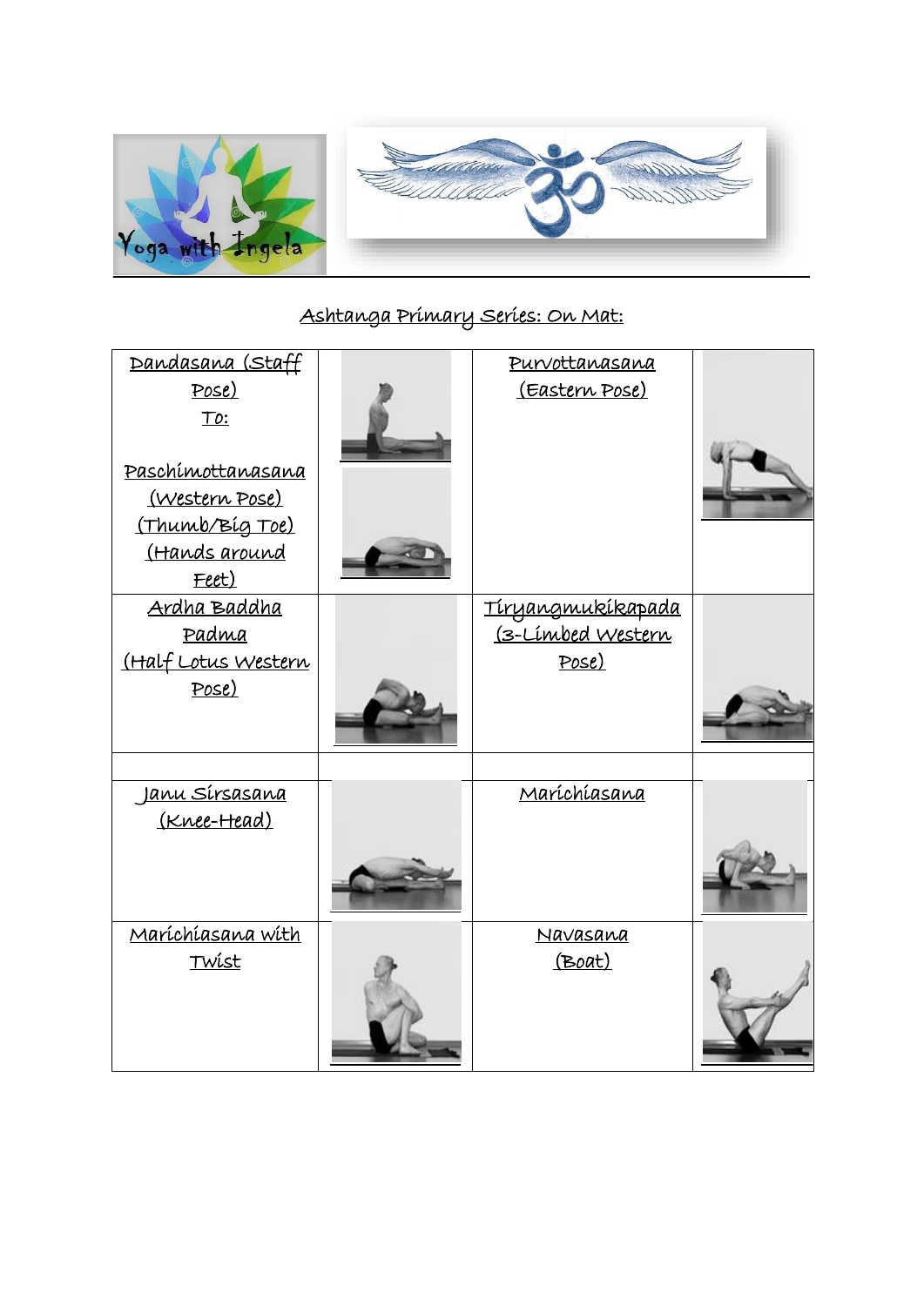## Ashtanga Primary Series: On Mat:

| | | | |
|---|---|---|---|
| Dandasana (Staff Pose) To: Paschimottanasana (Western Pose) (Thumb/Big Toe) (Hands around Feet) | | Purvottanasana (Eastern Pose) | |
| Ardha Baddha Padma (Half Lotus Western Pose) | | Tiryangmukikapada (3-Limbed Western Pose) | |
| | | | |
| Janu Sirsasana (Knee-Head) | | Marichiasana | |
| Marichiasana with Twist | | Navasana (Boat) | |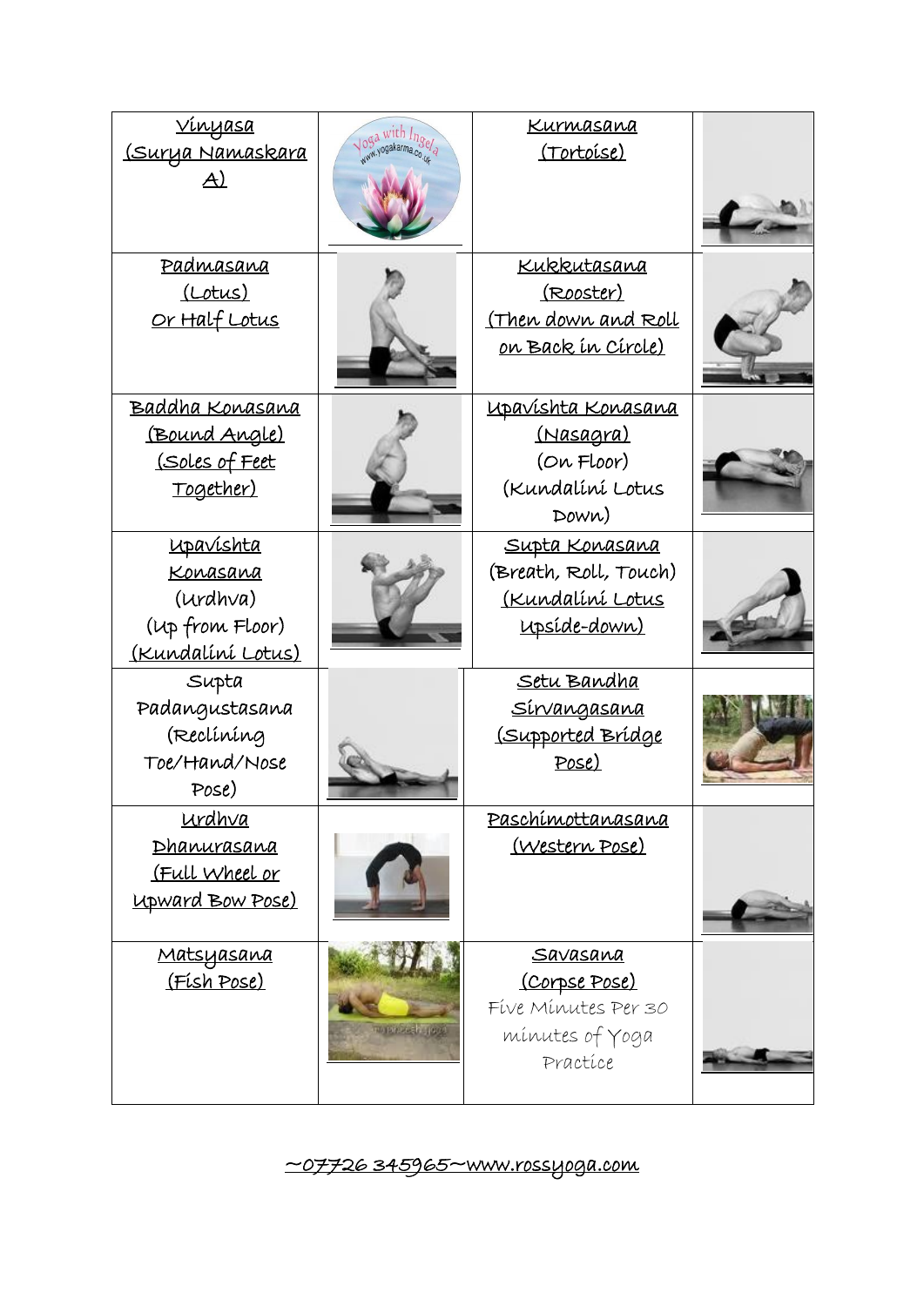| | | | |
|---|---|---|---|
| Vinyasa (Surya Namaskara A) | | Kurmasana (Tortoise) | |
| Padmasana (Lotus) Or Half Lotus | | Kukkutasana (Rooster) (Then down and Roll on Back in Circle) | |
| Baddha Konasana (Bound Angle) (Soles of Feet Together) | | Upavishta Konasana (Nasagra) (On Floor) (Kundalini Lotus Down) | |
| Upavishta Konasana (Urdhva) (Up from Floor) (Kundalini Lotus) | | Supta Konasana (Breath, Roll, Touch) (Kundalini Lotus Upside-down) | |
| Supta Padangustasana (Reclining Toe/Hand/Nose Pose) | | Setu Bandha Sirvangasana (Supported Bridge Pose) | |
| Urdhva Dhanurasana (Full Wheel or Upward Bow Pose) | | Paschimottanasana (Western Pose) | |
| Matsyasana (Fish Pose) | | Savasana (Corpse Pose) Five Minutes Per 30 minutes of Yoga Practice | |

~07726 345965~www.rossyoga.com